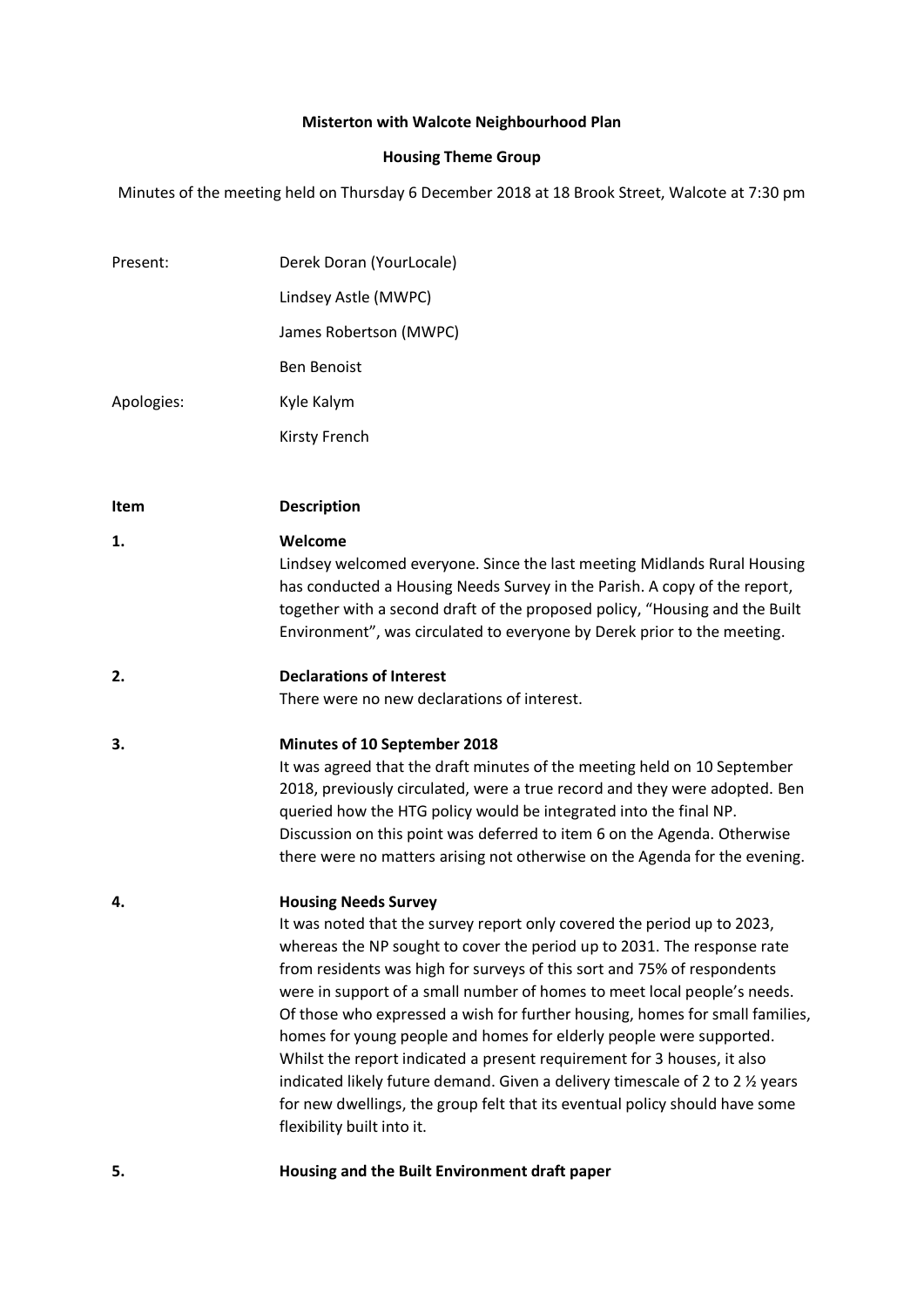**Misterton with Walcote Neighbourhood Plan**

**Housing Theme Group**

Minutes of the meeting held on Thursday 6 December 2018 at 18 Brook Street, Walcote at 7:30 pm

| | |
|---|---|
| Present: | Derek Doran (YourLocale) |
| | Lindsey Astle (MWPC) |
| | James Robertson (MWPC) |
| | Ben Benoist |
| Apologies: | Kyle Kalym |
| | Kirsty French |

| **Item** | **Description** |
|---|---|
| **1.** | **Welcome**<br>Lindsey welcomed everyone. Since the last meeting Midlands Rural Housing has conducted a Housing Needs Survey in the Parish. A copy of the report, together with a second draft of the proposed policy, "Housing and the Built Environment", was circulated to everyone by Derek prior to the meeting. |
| **2.** | **Declarations of Interest**<br>There were no new declarations of interest. |
| **3.** | **Minutes of 10 September 2018**<br>It was agreed that the draft minutes of the meeting held on 10 September 2018, previously circulated, were a true record and they were adopted. Ben queried how the HTG policy would be integrated into the final NP. Discussion on this point was deferred to item 6 on the Agenda. Otherwise there were no matters arising not otherwise on the Agenda for the evening. |
| **4.** | **Housing Needs Survey**<br>It was noted that the survey report only covered the period up to 2023, whereas the NP sought to cover the period up to 2031. The response rate from residents was high for surveys of this sort and 75% of respondents were in support of a small number of homes to meet local people's needs. Of those who expressed a wish for further housing, homes for small families, homes for young people and homes for elderly people were supported. Whilst the report indicated a present requirement for 3 houses, it also indicated likely future demand. Given a delivery timescale of 2 to 2 ½ years for new dwellings, the group felt that its eventual policy should have some flexibility built into it. |
| **5.** | **Housing and the Built Environment draft paper** |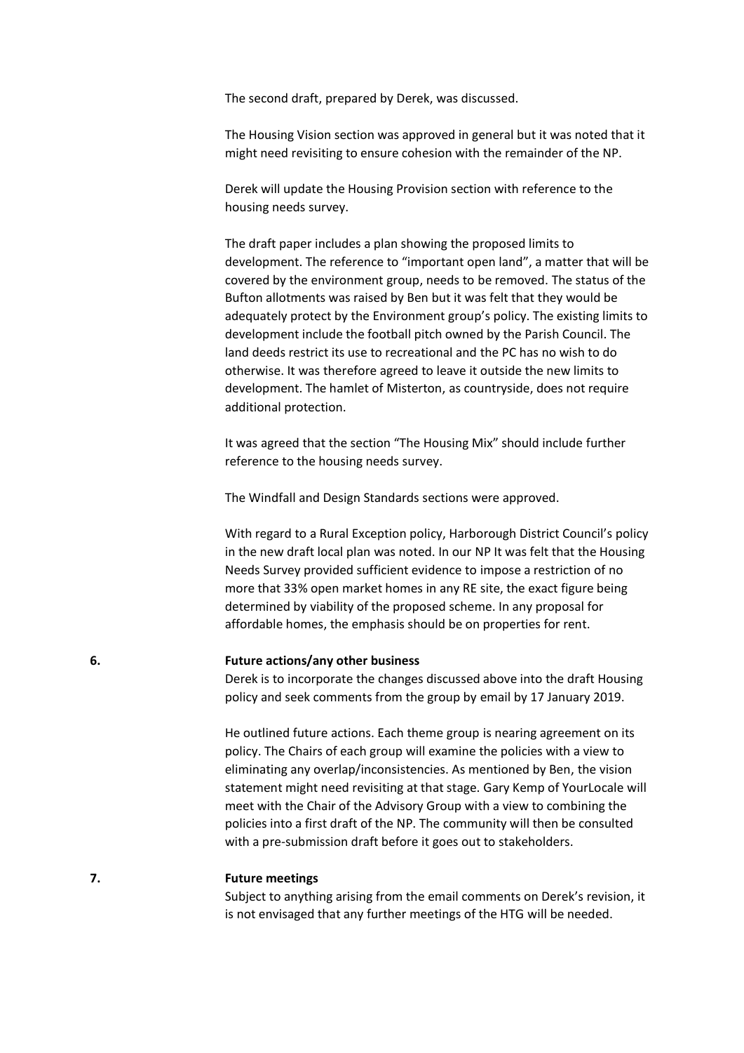The second draft, prepared by Derek, was discussed.

The Housing Vision section was approved in general but it was noted that it might need revisiting to ensure cohesion with the remainder of the NP.

Derek will update the Housing Provision section with reference to the housing needs survey.

The draft paper includes a plan showing the proposed limits to development. The reference to "important open land", a matter that will be covered by the environment group, needs to be removed. The status of the Bufton allotments was raised by Ben but it was felt that they would be adequately protect by the Environment group's policy. The existing limits to development include the football pitch owned by the Parish Council. The land deeds restrict its use to recreational and the PC has no wish to do otherwise. It was therefore agreed to leave it outside the new limits to development. The hamlet of Misterton, as countryside, does not require additional protection.

It was agreed that the section "The Housing Mix" should include further reference to the housing needs survey.

The Windfall and Design Standards sections were approved.

With regard to a Rural Exception policy, Harborough District Council's policy in the new draft local plan was noted. In our NP It was felt that the Housing Needs Survey provided sufficient evidence to impose a restriction of no more that 33% open market homes in any RE site, the exact figure being determined by viability of the proposed scheme. In any proposal for affordable homes, the emphasis should be on properties for rent.

**6. Future actions/any other business**

Derek is to incorporate the changes discussed above into the draft Housing policy and seek comments from the group by email by 17 January 2019.

He outlined future actions. Each theme group is nearing agreement on its policy. The Chairs of each group will examine the policies with a view to eliminating any overlap/inconsistencies. As mentioned by Ben, the vision statement might need revisiting at that stage. Gary Kemp of YourLocale will meet with the Chair of the Advisory Group with a view to combining the policies into a first draft of the NP. The community will then be consulted with a pre-submission draft before it goes out to stakeholders.

**7. Future meetings**

Subject to anything arising from the email comments on Derek's revision, it is not envisaged that any further meetings of the HTG will be needed.